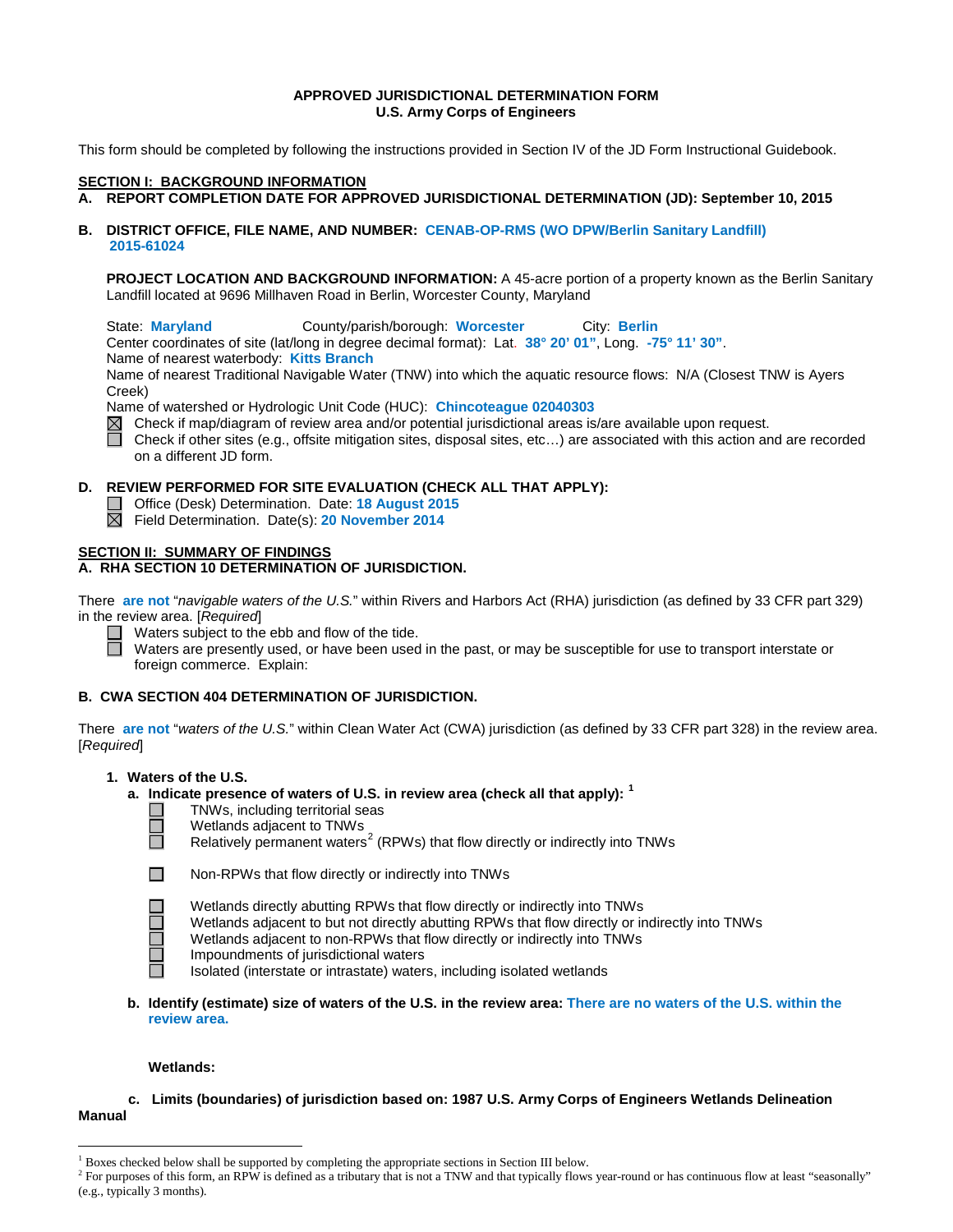**APPROVED JURISDICTIONAL DETERMINATION FORM**
**U.S. Army Corps of Engineers**

This form should be completed by following the instructions provided in Section IV of the JD Form Instructional Guidebook.

## SECTION I: BACKGROUND INFORMATION

**A. REPORT COMPLETION DATE FOR APPROVED JURISDICTIONAL DETERMINATION (JD): September 10, 2015**

**B. DISTRICT OFFICE, FILE NAME, AND NUMBER: CENAB-OP-RMS (WO DPW/Berlin Sanitary Landfill) 2015-61024**

**PROJECT LOCATION AND BACKGROUND INFORMATION:** A 45-acre portion of a property known as the Berlin Sanitary Landfill located at 9696 Millhaven Road in Berlin, Worcester County, Maryland

State: **Maryland** County/parish/borough: **Worcester** City: **Berlin**
Center coordinates of site (lat/long in degree decimal format): Lat. **38° 20' 01"**, Long. **-75° 11' 30"**.
Name of nearest waterbody: **Kitts Branch**
Name of nearest Traditional Navigable Water (TNW) into which the aquatic resource flows: N/A (Closest TNW is Ayers Creek)
Name of watershed or Hydrologic Unit Code (HUC): **Chincoteague 02040303**

☒ Check if map/diagram of review area and/or potential jurisdictional areas is/are available upon request.
☐ Check if other sites (e.g., offsite mitigation sites, disposal sites, etc…) are associated with this action and are recorded on a different JD form.

**D. REVIEW PERFORMED FOR SITE EVALUATION (CHECK ALL THAT APPLY):**

☐ Office (Desk) Determination. Date: **18 August 2015**
☒ Field Determination. Date(s): **20 November 2014**

## SECTION II: SUMMARY OF FINDINGS

**A. RHA SECTION 10 DETERMINATION OF JURISDICTION.**

There **are not** "*navigable waters of the U.S.*" within Rivers and Harbors Act (RHA) jurisdiction (as defined by 33 CFR part 329) in the review area. [*Required*]

☐ Waters subject to the ebb and flow of the tide.
☐ Waters are presently used, or have been used in the past, or may be susceptible for use to transport interstate or foreign commerce. Explain:

**B. CWA SECTION 404 DETERMINATION OF JURISDICTION.**

There **are not** "*waters of the U.S.*" within Clean Water Act (CWA) jurisdiction (as defined by 33 CFR part 328) in the review area. [*Required*]

**1. Waters of the U.S.**

**a. Indicate presence of waters of U.S. in review area (check all that apply):** [1]

☐ TNWs, including territorial seas
☐ Wetlands adjacent to TNWs
☐ Relatively permanent waters[2] (RPWs) that flow directly or indirectly into TNWs

☐ Non-RPWs that flow directly or indirectly into TNWs

☐ Wetlands directly abutting RPWs that flow directly or indirectly into TNWs
☐ Wetlands adjacent to but not directly abutting RPWs that flow directly or indirectly into TNWs
☐ Wetlands adjacent to non-RPWs that flow directly or indirectly into TNWs
☐ Impoundments of jurisdictional waters
☐ Isolated (interstate or intrastate) waters, including isolated wetlands

**b. Identify (estimate) size of waters of the U.S. in the review area: There are no waters of the U.S. within the review area.**

**Wetlands:**

**c. Limits (boundaries) of jurisdiction based on: 1987 U.S. Army Corps of Engineers Wetlands Delineation Manual**

---

[1] Boxes checked below shall be supported by completing the appropriate sections in Section III below.
[2] For purposes of this form, an RPW is defined as a tributary that is not a TNW and that typically flows year-round or has continuous flow at least "seasonally" (e.g., typically 3 months).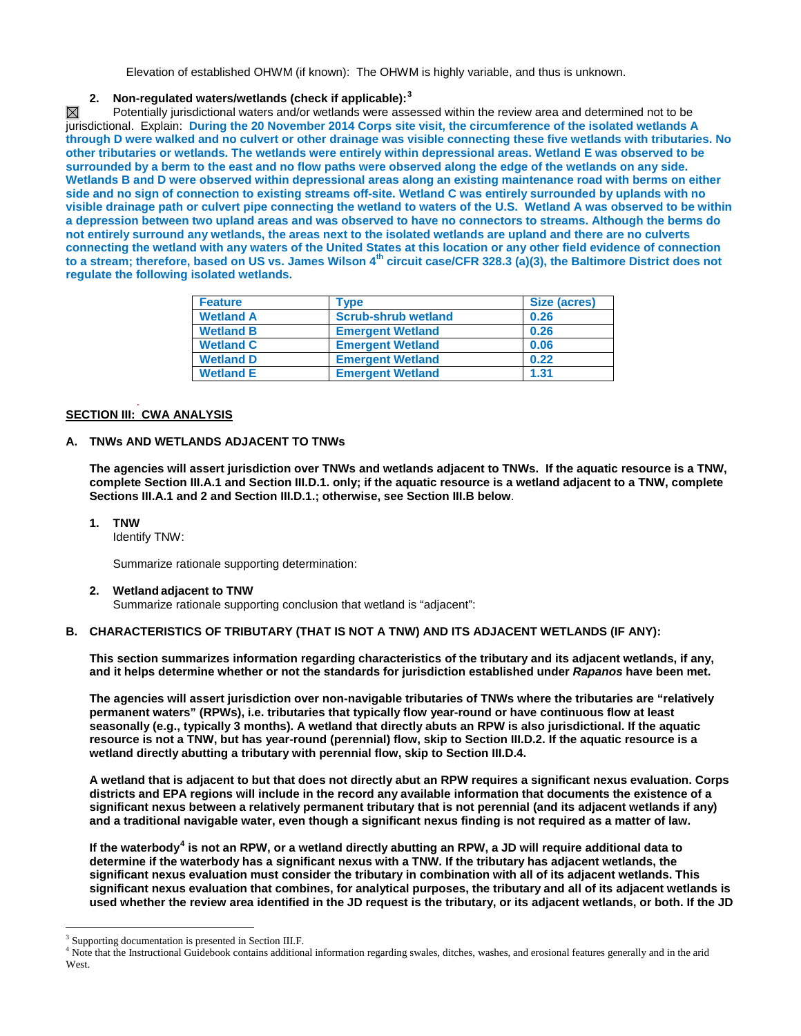Elevation of established OHWM (if known): The OHWM is highly variable, and thus is unknown.

**2. Non-regulated waters/wetlands (check if applicable):**[3]

☒ Potentially jurisdictional waters and/or wetlands were assessed within the review area and determined not to be jurisdictional. Explain: **During the 20 November 2014 Corps site visit, the circumference of the isolated wetlands A through D were walked and no culvert or other drainage was visible connecting these five wetlands with tributaries. No other tributaries or wetlands. The wetlands were entirely within depressional areas. Wetland E was observed to be surrounded by a berm to the east and no flow paths were observed along the edge of the wetlands on any side. Wetlands B and D were observed within depressional areas along an existing maintenance road with berms on either side and no sign of connection to existing streams off-site. Wetland C was entirely surrounded by uplands with no visible drainage path or culvert pipe connecting the wetland to waters of the U.S. Wetland A was observed to be within a depression between two upland areas and was observed to have no connectors to streams. Although the berms do not entirely surround any wetlands, the areas next to the isolated wetlands are upland and there are no culverts connecting the wetland with any waters of the United States at this location or any other field evidence of connection to a stream; therefore, based on US vs. James Wilson 4th circuit case/CFR 328.3 (a)(3), the Baltimore District does not regulate the following isolated wetlands.**

| Feature | Type | Size (acres) |
| --- | --- | --- |
| Wetland A | Scrub-shrub wetland | 0.26 |
| Wetland B | Emergent Wetland | 0.26 |
| Wetland C | Emergent Wetland | 0.06 |
| Wetland D | Emergent Wetland | 0.22 |
| Wetland E | Emergent Wetland | 1.31 |

## SECTION III: CWA ANALYSIS

### A. TNWs AND WETLANDS ADJACENT TO TNWs

**The agencies will assert jurisdiction over TNWs and wetlands adjacent to TNWs. If the aquatic resource is a TNW, complete Section III.A.1 and Section III.D.1. only; if the aquatic resource is a wetland adjacent to a TNW, complete Sections III.A.1 and 2 and Section III.D.1.; otherwise, see Section III.B below**.

**1. TNW**

Identify TNW:

Summarize rationale supporting determination:

**2. Wetland adjacent to TNW**

Summarize rationale supporting conclusion that wetland is "adjacent":

### B. CHARACTERISTICS OF TRIBUTARY (THAT IS NOT A TNW) AND ITS ADJACENT WETLANDS (IF ANY):

**This section summarizes information regarding characteristics of the tributary and its adjacent wetlands, if any, and it helps determine whether or not the standards for jurisdiction established under *Rapanos* have been met.**

**The agencies will assert jurisdiction over non-navigable tributaries of TNWs where the tributaries are "relatively permanent waters" (RPWs), i.e. tributaries that typically flow year-round or have continuous flow at least seasonally (e.g., typically 3 months). A wetland that directly abuts an RPW is also jurisdictional. If the aquatic resource is not a TNW, but has year-round (perennial) flow, skip to Section III.D.2. If the aquatic resource is a wetland directly abutting a tributary with perennial flow, skip to Section III.D.4.**

**A wetland that is adjacent to but that does not directly abut an RPW requires a significant nexus evaluation. Corps districts and EPA regions will include in the record any available information that documents the existence of a significant nexus between a relatively permanent tributary that is not perennial (and its adjacent wetlands if any) and a traditional navigable water, even though a significant nexus finding is not required as a matter of law.**

**If the waterbody[4] is not an RPW, or a wetland directly abutting an RPW, a JD will require additional data to determine if the waterbody has a significant nexus with a TNW. If the tributary has adjacent wetlands, the significant nexus evaluation must consider the tributary in combination with all of its adjacent wetlands. This significant nexus evaluation that combines, for analytical purposes, the tributary and all of its adjacent wetlands is used whether the review area identified in the JD request is the tributary, or its adjacent wetlands, or both. If the JD**

---

[3] Supporting documentation is presented in Section III.F.

[4] Note that the Instructional Guidebook contains additional information regarding swales, ditches, washes, and erosional features generally and in the arid West.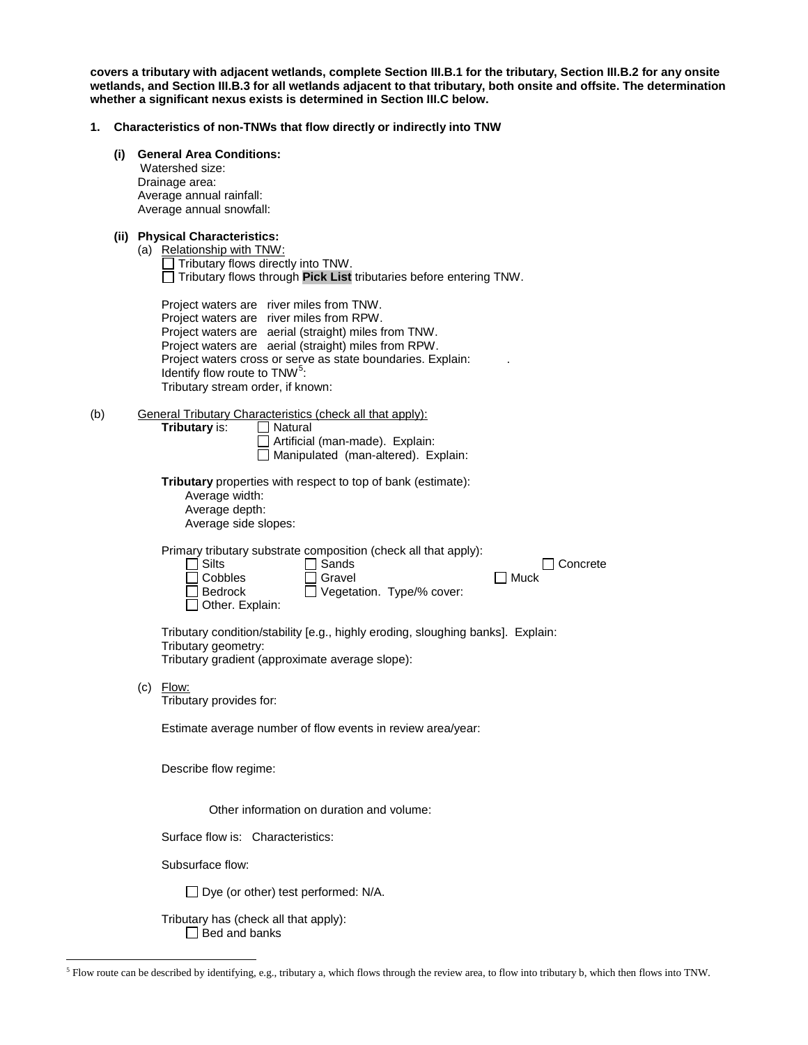**covers a tributary with adjacent wetlands, complete Section III.B.1 for the tributary, Section III.B.2 for any onsite wetlands, and Section III.B.3 for all wetlands adjacent to that tributary, both onsite and offsite. The determination whether a significant nexus exists is determined in Section III.C below.**

**1. Characteristics of non-TNWs that flow directly or indirectly into TNW**

**(i) General Area Conditions:**

Watershed size:
Drainage area:
Average annual rainfall:
Average annual snowfall:

**(ii) Physical Characteristics:**

(a) Relationship with TNW:

☐ Tributary flows directly into TNW.
☐ Tributary flows through **Pick List** tributaries before entering TNW.

Project waters are river miles from TNW.
Project waters are river miles from RPW.
Project waters are aerial (straight) miles from TNW.
Project waters are aerial (straight) miles from RPW.
Project waters cross or serve as state boundaries. Explain: .
Identify flow route to TNW[5]:
Tributary stream order, if known:

(b) General Tributary Characteristics (check all that apply):

**Tributary** is: ☐ Natural
☐ Artificial (man-made). Explain:
☐ Manipulated (man-altered). Explain:

**Tributary** properties with respect to top of bank (estimate):
Average width:
Average depth:
Average side slopes:

Primary tributary substrate composition (check all that apply):

☐ Silts ☐ Sands ☐ Concrete
☐ Cobbles ☐ Gravel ☐ Muck
☐ Bedrock ☐ Vegetation. Type/% cover:
☐ Other. Explain:

Tributary condition/stability [e.g., highly eroding, sloughing banks]. Explain:
Tributary geometry:
Tributary gradient (approximate average slope):

(c) Flow:

Tributary provides for:

Estimate average number of flow events in review area/year:

Describe flow regime:

Other information on duration and volume:

Surface flow is: Characteristics:

Subsurface flow:

☐ Dye (or other) test performed: N/A.

Tributary has (check all that apply):
☐ Bed and banks

[5] Flow route can be described by identifying, e.g., tributary a, which flows through the review area, to flow into tributary b, which then flows into TNW.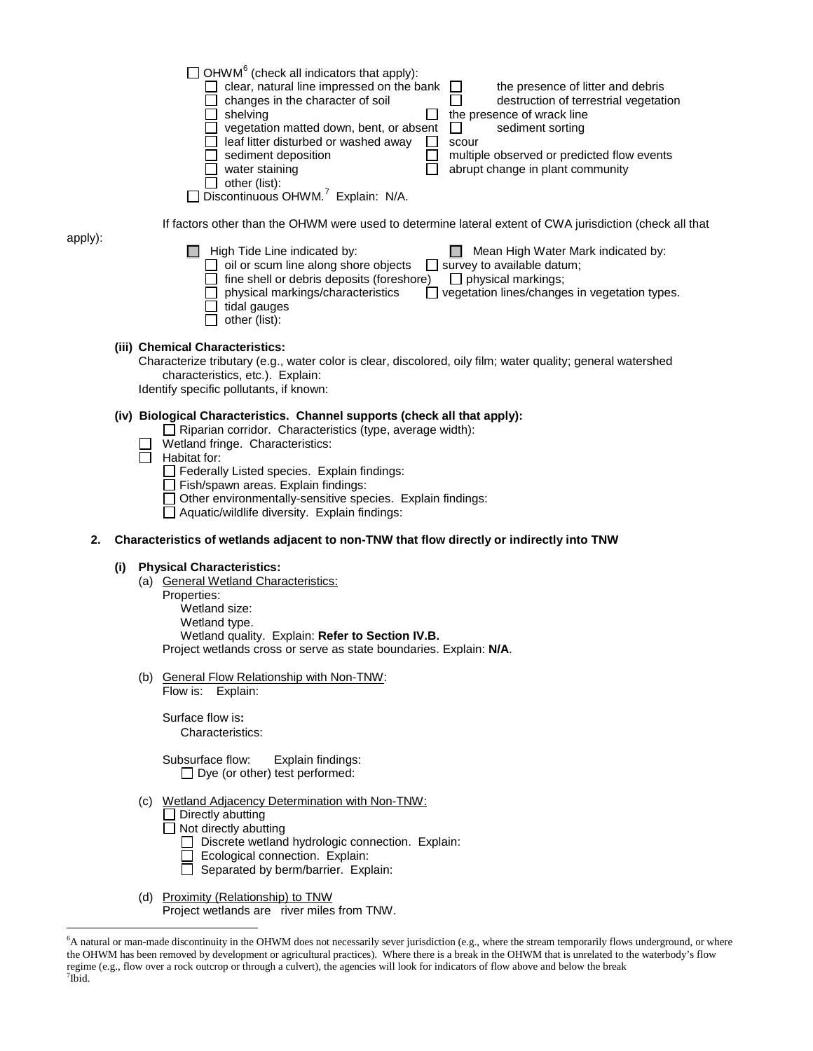☐ OHWM[6] (check all indicators that apply):

- ☐ clear, natural line impressed on the bank
- ☐ changes in the character of soil
- ☐ shelving
- ☐ vegetation matted down, bent, or absent
- ☐ leaf litter disturbed or washed away
- ☐ sediment deposition
- ☐ water staining
- ☐ other (list):
- ☐ the presence of litter and debris
- ☐ destruction of terrestrial vegetation
- ☐ the presence of wrack line
- ☐ sediment sorting
- ☐ scour
- ☐ multiple observed or predicted flow events
- ☐ abrupt change in plant community

☐ Discontinuous OHWM.[7] Explain: N/A.

If factors other than the OHWM were used to determine lateral extent of CWA jurisdiction (check all that apply):

☐ High Tide Line indicated by:
- ☐ oil or scum line along shore objects
- ☐ fine shell or debris deposits (foreshore)
- ☐ physical markings/characteristics
- ☐ tidal gauges
- ☐ other (list):

☐ Mean High Water Mark indicated by:
- ☐ survey to available datum;
- ☐ physical markings;
- ☐ vegetation lines/changes in vegetation types.

**(iii) Chemical Characteristics:**

Characterize tributary (e.g., water color is clear, discolored, oily film; water quality; general watershed characteristics, etc.). Explain:

Identify specific pollutants, if known:

**(iv) Biological Characteristics. Channel supports (check all that apply):**

- ☐ Riparian corridor. Characteristics (type, average width):
- ☐ Wetland fringe. Characteristics:
- ☐ Habitat for:
  - ☐ Federally Listed species. Explain findings:
  - ☐ Fish/spawn areas. Explain findings:
  - ☐ Other environmentally-sensitive species. Explain findings:
  - ☐ Aquatic/wildlife diversity. Explain findings:

**2. Characteristics of wetlands adjacent to non-TNW that flow directly or indirectly into TNW**

**(i) Physical Characteristics:**

(a) General Wetland Characteristics:

Properties:

Wetland size:

Wetland type.

Wetland quality. Explain: **Refer to Section IV.B.**

Project wetlands cross or serve as state boundaries. Explain: **N/A**.

(b) General Flow Relationship with Non-TNW:

Flow is: Explain:

Surface flow is**:**

Characteristics:

Subsurface flow: Explain findings:

☐ Dye (or other) test performed:

(c) Wetland Adjacency Determination with Non-TNW:

- ☐ Directly abutting
- ☐ Not directly abutting
  - ☐ Discrete wetland hydrologic connection. Explain:
  - ☐ Ecological connection. Explain:
  - ☐ Separated by berm/barrier. Explain:

(d) Proximity (Relationship) to TNW

Project wetlands are river miles from TNW.

---

[6]A natural or man-made discontinuity in the OHWM does not necessarily sever jurisdiction (e.g., where the stream temporarily flows underground, or where the OHWM has been removed by development or agricultural practices). Where there is a break in the OHWM that is unrelated to the waterbody's flow regime (e.g., flow over a rock outcrop or through a culvert), the agencies will look for indicators of flow above and below the break

[7]Ibid.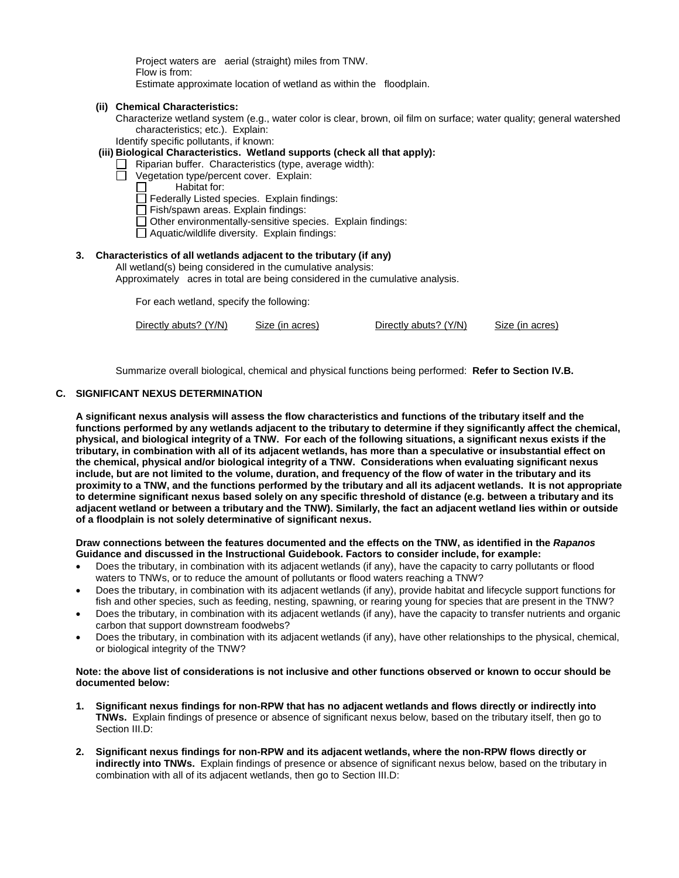Project waters are aerial (straight) miles from TNW.
Flow is from:
Estimate approximate location of wetland as within the floodplain.

**(ii) Chemical Characteristics:**

Characterize wetland system (e.g., water color is clear, brown, oil film on surface; water quality; general watershed characteristics; etc.). Explain:

Identify specific pollutants, if known:

**(iii) Biological Characteristics. Wetland supports (check all that apply):**

- ☐ Riparian buffer. Characteristics (type, average width):
- ☐ Vegetation type/percent cover. Explain:
  - ☐ Habitat for:
  - ☐ Federally Listed species. Explain findings:
  - ☐ Fish/spawn areas. Explain findings:
  - ☐ Other environmentally-sensitive species. Explain findings:
  - ☐ Aquatic/wildlife diversity. Explain findings:

**3. Characteristics of all wetlands adjacent to the tributary (if any)**

All wetland(s) being considered in the cumulative analysis:
Approximately acres in total are being considered in the cumulative analysis.

For each wetland, specify the following:

| Directly abuts? (Y/N) | Size (in acres) | Directly abuts? (Y/N) | Size (in acres) |
|---|---|---|---|

Summarize overall biological, chemical and physical functions being performed: **Refer to Section IV.B.**

## C. SIGNIFICANT NEXUS DETERMINATION

**A significant nexus analysis will assess the flow characteristics and functions of the tributary itself and the functions performed by any wetlands adjacent to the tributary to determine if they significantly affect the chemical, physical, and biological integrity of a TNW. For each of the following situations, a significant nexus exists if the tributary, in combination with all of its adjacent wetlands, has more than a speculative or insubstantial effect on the chemical, physical and/or biological integrity of a TNW. Considerations when evaluating significant nexus include, but are not limited to the volume, duration, and frequency of the flow of water in the tributary and its proximity to a TNW, and the functions performed by the tributary and all its adjacent wetlands. It is not appropriate to determine significant nexus based solely on any specific threshold of distance (e.g. between a tributary and its adjacent wetland or between a tributary and the TNW). Similarly, the fact an adjacent wetland lies within or outside of a floodplain is not solely determinative of significant nexus.**

**Draw connections between the features documented and the effects on the TNW, as identified in the *Rapanos* Guidance and discussed in the Instructional Guidebook. Factors to consider include, for example:**

- Does the tributary, in combination with its adjacent wetlands (if any), have the capacity to carry pollutants or flood waters to TNWs, or to reduce the amount of pollutants or flood waters reaching a TNW?
- Does the tributary, in combination with its adjacent wetlands (if any), provide habitat and lifecycle support functions for fish and other species, such as feeding, nesting, spawning, or rearing young for species that are present in the TNW?
- Does the tributary, in combination with its adjacent wetlands (if any), have the capacity to transfer nutrients and organic carbon that support downstream foodwebs?
- Does the tributary, in combination with its adjacent wetlands (if any), have other relationships to the physical, chemical, or biological integrity of the TNW?

**Note: the above list of considerations is not inclusive and other functions observed or known to occur should be documented below:**

1. **Significant nexus findings for non-RPW that has no adjacent wetlands and flows directly or indirectly into TNWs.** Explain findings of presence or absence of significant nexus below, based on the tributary itself, then go to Section III.D:

2. **Significant nexus findings for non-RPW and its adjacent wetlands, where the non-RPW flows directly or indirectly into TNWs.** Explain findings of presence or absence of significant nexus below, based on the tributary in combination with all of its adjacent wetlands, then go to Section III.D: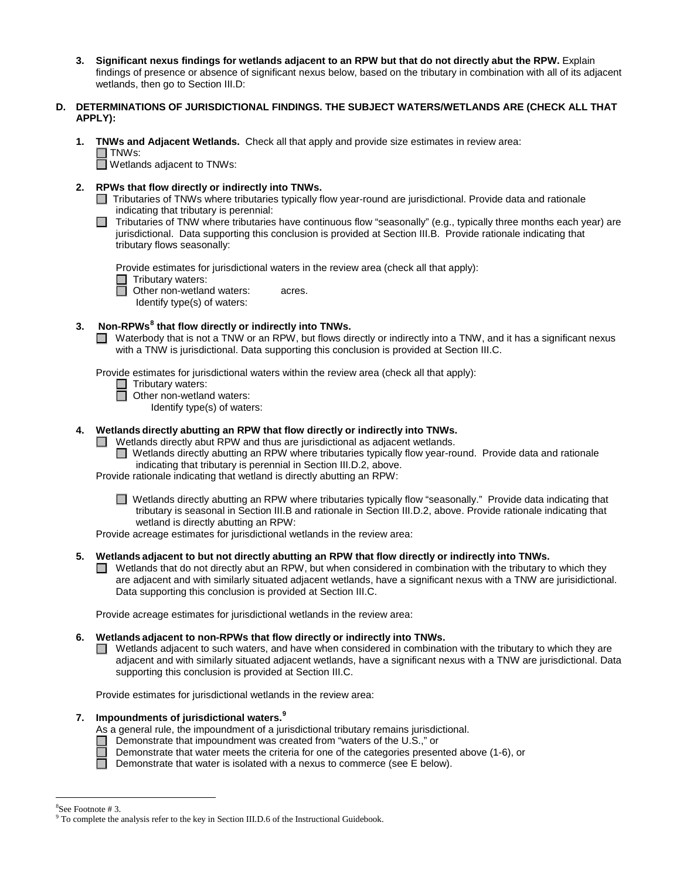3. **Significant nexus findings for wetlands adjacent to an RPW but that do not directly abut the RPW.** Explain findings of presence or absence of significant nexus below, based on the tributary in combination with all of its adjacent wetlands, then go to Section III.D:

**D. DETERMINATIONS OF JURISDICTIONAL FINDINGS. THE SUBJECT WATERS/WETLANDS ARE (CHECK ALL THAT APPLY):**

1. **TNWs and Adjacent Wetlands.** Check all that apply and provide size estimates in review area:
   - ☐ TNWs:
   - ☐ Wetlands adjacent to TNWs:

2. **RPWs that flow directly or indirectly into TNWs.**
   - ☐ Tributaries of TNWs where tributaries typically flow year-round are jurisdictional. Provide data and rationale indicating that tributary is perennial:
   - ☐ Tributaries of TNW where tributaries have continuous flow "seasonally" (e.g., typically three months each year) are jurisdictional. Data supporting this conclusion is provided at Section III.B. Provide rationale indicating that tributary flows seasonally:

   Provide estimates for jurisdictional waters in the review area (check all that apply):
   - ☐ Tributary waters:
   - ☐ Other non-wetland waters: acres.
     Identify type(s) of waters:

3. **Non-RPWs[8] that flow directly or indirectly into TNWs.**
   - ☐ Waterbody that is not a TNW or an RPW, but flows directly or indirectly into a TNW, and it has a significant nexus with a TNW is jurisdictional. Data supporting this conclusion is provided at Section III.C.

   Provide estimates for jurisdictional waters within the review area (check all that apply):
   - ☐ Tributary waters:
   - ☐ Other non-wetland waters:
     Identify type(s) of waters:

4. **Wetlands directly abutting an RPW that flow directly or indirectly into TNWs.**
   - ☐ Wetlands directly abut RPW and thus are jurisdictional as adjacent wetlands.
     - ☐ Wetlands directly abutting an RPW where tributaries typically flow year-round. Provide data and rationale indicating that tributary is perennial in Section III.D.2, above.

   Provide rationale indicating that wetland is directly abutting an RPW:

     - ☐ Wetlands directly abutting an RPW where tributaries typically flow "seasonally." Provide data indicating that tributary is seasonal in Section III.B and rationale in Section III.D.2, above. Provide rationale indicating that wetland is directly abutting an RPW:

   Provide acreage estimates for jurisdictional wetlands in the review area:

5. **Wetlands adjacent to but not directly abutting an RPW that flow directly or indirectly into TNWs.**
   - ☐ Wetlands that do not directly abut an RPW, but when considered in combination with the tributary to which they are adjacent and with similarly situated adjacent wetlands, have a significant nexus with a TNW are jurisidictional. Data supporting this conclusion is provided at Section III.C.

   Provide acreage estimates for jurisdictional wetlands in the review area:

6. **Wetlands adjacent to non-RPWs that flow directly or indirectly into TNWs.**
   - ☐ Wetlands adjacent to such waters, and have when considered in combination with the tributary to which they are adjacent and with similarly situated adjacent wetlands, have a significant nexus with a TNW are jurisdictional. Data supporting this conclusion is provided at Section III.C.

   Provide estimates for jurisdictional wetlands in the review area:

7. **Impoundments of jurisdictional waters.[9]**
   As a general rule, the impoundment of a jurisdictional tributary remains jurisdictional.
   - ☐ Demonstrate that impoundment was created from "waters of the U.S.," or
   - ☐ Demonstrate that water meets the criteria for one of the categories presented above (1-6), or
   - ☐ Demonstrate that water is isolated with a nexus to commerce (see E below).

---

[8] See Footnote # 3.

[9] To complete the analysis refer to the key in Section III.D.6 of the Instructional Guidebook.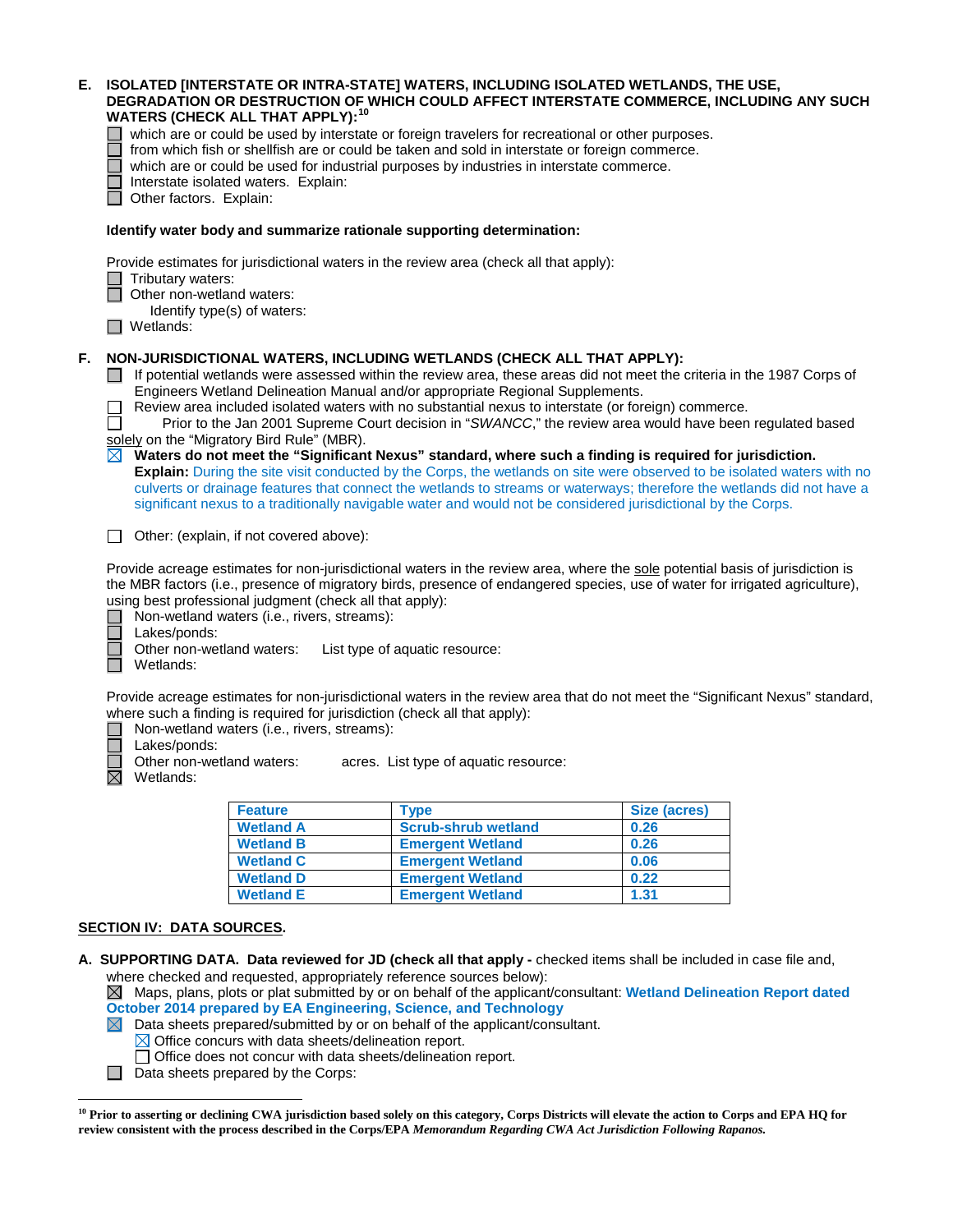**E. ISOLATED [INTERSTATE OR INTRA-STATE] WATERS, INCLUDING ISOLATED WETLANDS, THE USE, DEGRADATION OR DESTRUCTION OF WHICH COULD AFFECT INTERSTATE COMMERCE, INCLUDING ANY SUCH WATERS (CHECK ALL THAT APPLY):**[10]

☐ which are or could be used by interstate or foreign travelers for recreational or other purposes.
☐ from which fish or shellfish are or could be taken and sold in interstate or foreign commerce.
☐ which are or could be used for industrial purposes by industries in interstate commerce.
☐ Interstate isolated waters. Explain:
☐ Other factors. Explain:

**Identify water body and summarize rationale supporting determination:**

Provide estimates for jurisdictional waters in the review area (check all that apply):
☐ Tributary waters:
☐ Other non-wetland waters:
Identify type(s) of waters:
☐ Wetlands:

**F. NON-JURISDICTIONAL WATERS, INCLUDING WETLANDS (CHECK ALL THAT APPLY):**

☐ If potential wetlands were assessed within the review area, these areas did not meet the criteria in the 1987 Corps of Engineers Wetland Delineation Manual and/or appropriate Regional Supplements.
☐ Review area included isolated waters with no substantial nexus to interstate (or foreign) commerce.
☐ Prior to the Jan 2001 Supreme Court decision in "*SWANCC*," the review area would have been regulated based solely on the "Migratory Bird Rule" (MBR).
☒ **Waters do not meet the "Significant Nexus" standard, where such a finding is required for jurisdiction.**
**Explain:** During the site visit conducted by the Corps, the wetlands on site were observed to be isolated waters with no culverts or drainage features that connect the wetlands to streams or waterways; therefore the wetlands did not have a significant nexus to a traditionally navigable water and would not be considered jurisdictional by the Corps.

☐ Other: (explain, if not covered above):

Provide acreage estimates for non-jurisdictional waters in the review area, where the sole potential basis of jurisdiction is the MBR factors (i.e., presence of migratory birds, presence of endangered species, use of water for irrigated agriculture), using best professional judgment (check all that apply):
☐ Non-wetland waters (i.e., rivers, streams):
☐ Lakes/ponds:
☐ Other non-wetland waters: List type of aquatic resource:
☐ Wetlands:

Provide acreage estimates for non-jurisdictional waters in the review area that do not meet the "Significant Nexus" standard, where such a finding is required for jurisdiction (check all that apply):
☐ Non-wetland waters (i.e., rivers, streams):
☐ Lakes/ponds:
☐ Other non-wetland waters: acres. List type of aquatic resource:
☒ Wetlands:

| Feature | Type | Size (acres) |
|---|---|---|
| Wetland A | Scrub-shrub wetland | 0.26 |
| Wetland B | Emergent Wetland | 0.26 |
| Wetland C | Emergent Wetland | 0.06 |
| Wetland D | Emergent Wetland | 0.22 |
| Wetland E | Emergent Wetland | 1.31 |

## SECTION IV: DATA SOURCES.

**A. SUPPORTING DATA. Data reviewed for JD (check all that apply -** checked items shall be included in case file and, where checked and requested, appropriately reference sources below):
☒ Maps, plans, plots or plat submitted by or on behalf of the applicant/consultant: **Wetland Delineation Report dated October 2014 prepared by EA Engineering, Science, and Technology**
☒ Data sheets prepared/submitted by or on behalf of the applicant/consultant.
☒ Office concurs with data sheets/delineation report.
☐ Office does not concur with data sheets/delineation report.
☐ Data sheets prepared by the Corps:

---

[10] **Prior to asserting or declining CWA jurisdiction based solely on this category, Corps Districts will elevate the action to Corps and EPA HQ for review consistent with the process described in the Corps/EPA *Memorandum Regarding CWA Act Jurisdiction Following Rapanos.***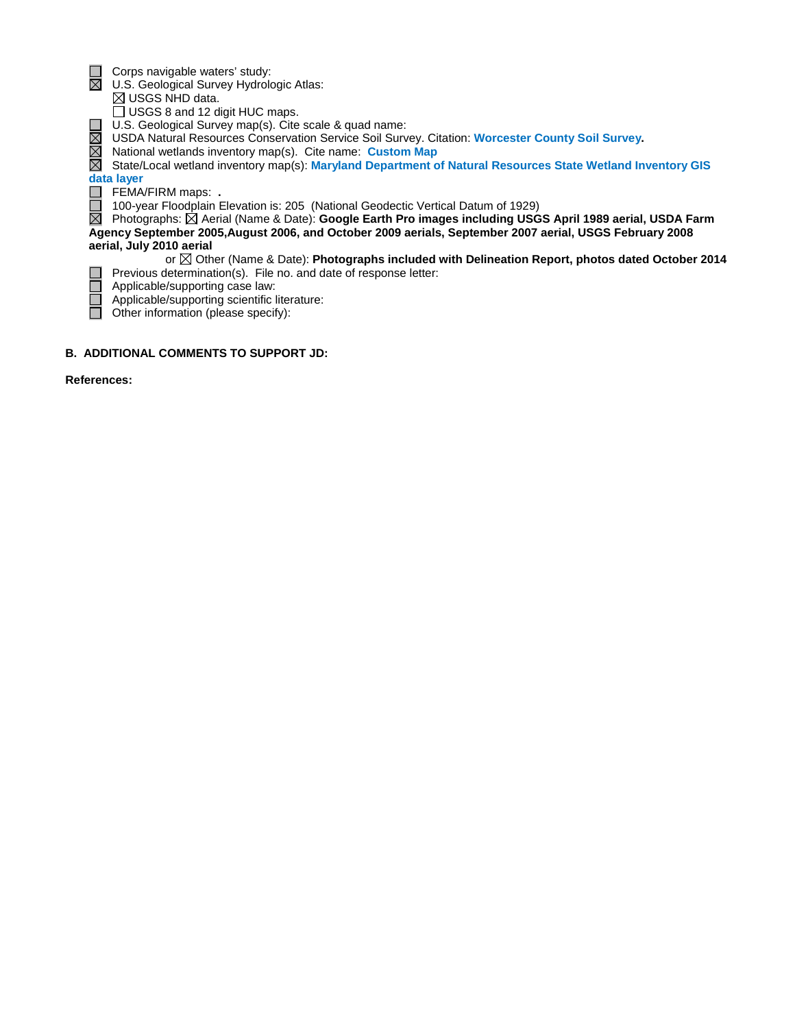☐ Corps navigable waters' study:
☒ U.S. Geological Survey Hydrologic Atlas:
  ☒ USGS NHD data.
  ☐ USGS 8 and 12 digit HUC maps.
☐ U.S. Geological Survey map(s). Cite scale & quad name:
☒ USDA Natural Resources Conservation Service Soil Survey. Citation: **Worcester County Soil Survey.**
☒ National wetlands inventory map(s). Cite name: **Custom Map**
☒ State/Local wetland inventory map(s): **Maryland Department of Natural Resources State Wetland Inventory GIS data layer**
☐ FEMA/FIRM maps: **.**
☐ 100-year Floodplain Elevation is: 205 (National Geodectic Vertical Datum of 1929)
☒ Photographs: ☒ Aerial (Name & Date): **Google Earth Pro images including USGS April 1989 aerial, USDA Farm Agency September 2005,August 2006, and October 2009 aerials, September 2007 aerial, USGS February 2008 aerial, July 2010 aerial**
  or ☒ Other (Name & Date): **Photographs included with Delineation Report, photos dated October 2014**
☐ Previous determination(s). File no. and date of response letter:
☐ Applicable/supporting case law:
☐ Applicable/supporting scientific literature:
☐ Other information (please specify):

**B. ADDITIONAL COMMENTS TO SUPPORT JD:**

**References:**